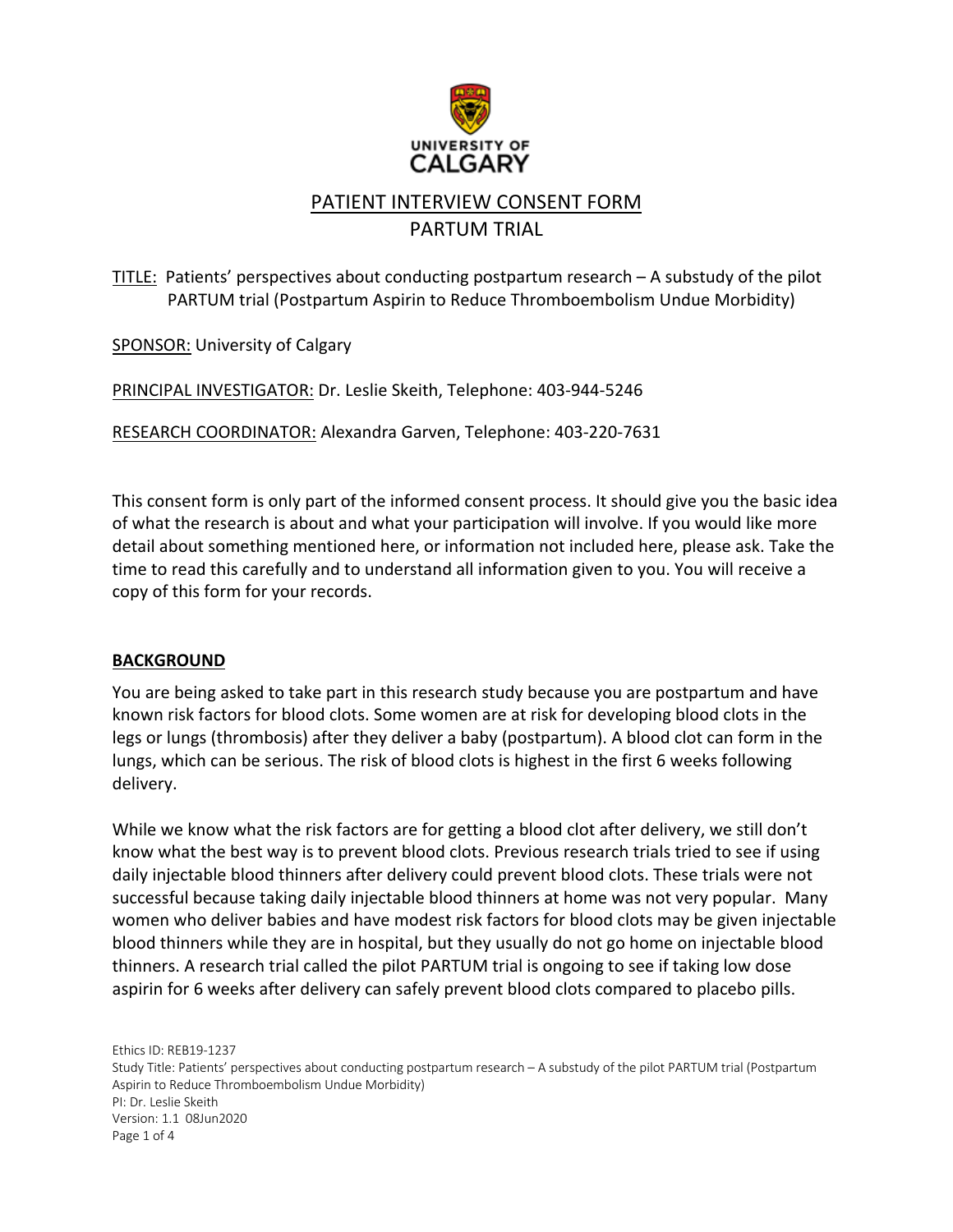UNIVERSITY OF CALGARY

# PATIENT INTERVIEW CONSENT FORM

## PARTUM TRIAL

TITLE: Patients' perspectives about conducting postpartum research – A substudy of the pilot PARTUM trial (Postpartum Aspirin to Reduce Thromboembolism Undue Morbidity)

SPONSOR: University of Calgary

PRINCIPAL INVESTIGATOR: Dr. Leslie Skeith, Telephone: 403-944-5246

RESEARCH COORDINATOR: Alexandra Garven, Telephone: 403-220-7631

This consent form is only part of the informed consent process. It should give you the basic idea of what the research is about and what your participation will involve. If you would like more detail about something mentioned here, or information not included here, please ask. Take the time to read this carefully and to understand all information given to you. You will receive a copy of this form for your records.

### BACKGROUND

You are being asked to take part in this research study because you are postpartum and have known risk factors for blood clots. Some women are at risk for developing blood clots in the legs or lungs (thrombosis) after they deliver a baby (postpartum). A blood clot can form in the lungs, which can be serious. The risk of blood clots is highest in the first 6 weeks following delivery.

While we know what the risk factors are for getting a blood clot after delivery, we still don't know what the best way is to prevent blood clots. Previous research trials tried to see if using daily injectable blood thinners after delivery could prevent blood clots. These trials were not successful because taking daily injectable blood thinners at home was not very popular. Many women who deliver babies and have modest risk factors for blood clots may be given injectable blood thinners while they are in hospital, but they usually do not go home on injectable blood thinners. A research trial called the pilot PARTUM trial is ongoing to see if taking low dose aspirin for 6 weeks after delivery can safely prevent blood clots compared to placebo pills.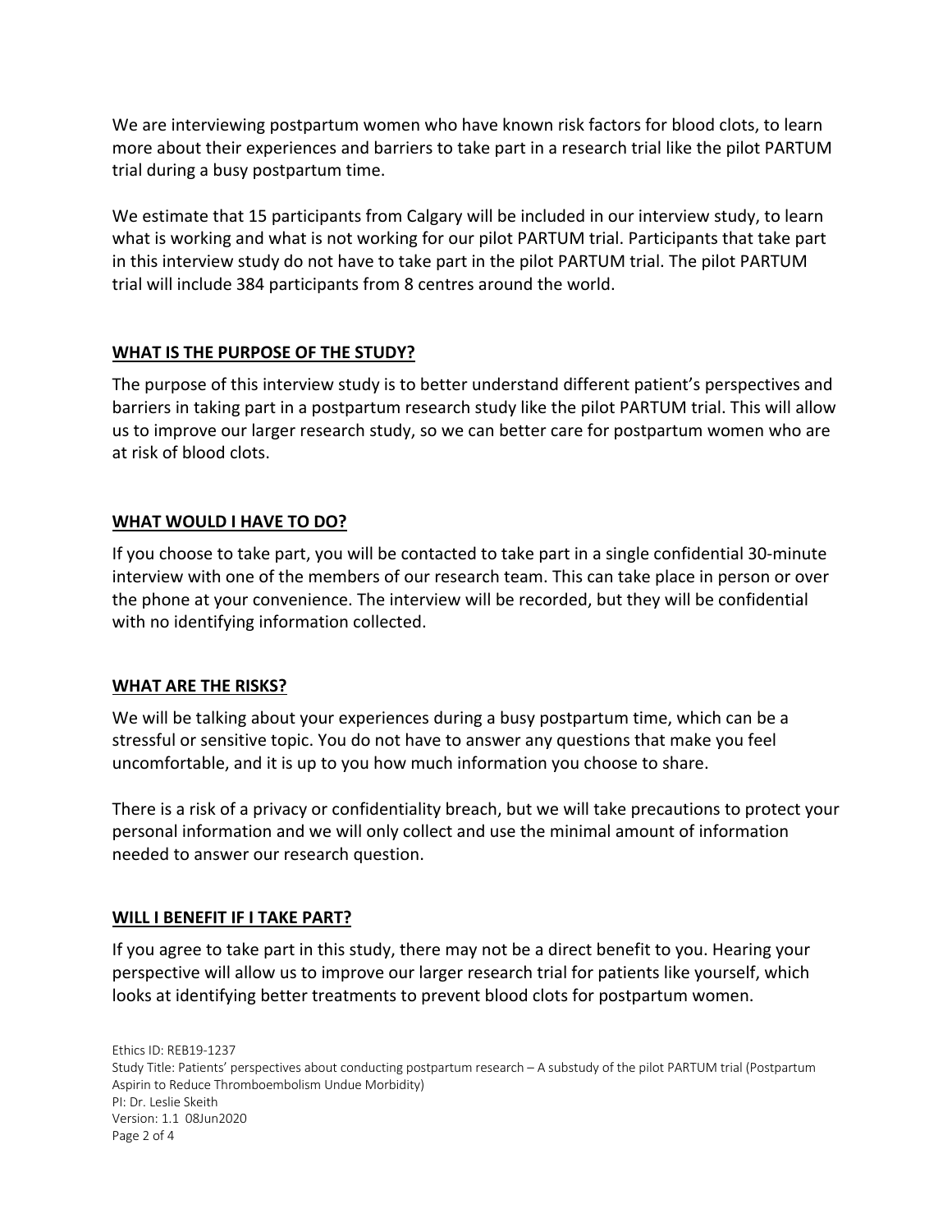We are interviewing postpartum women who have known risk factors for blood clots, to learn more about their experiences and barriers to take part in a research trial like the pilot PARTUM trial during a busy postpartum time.

We estimate that 15 participants from Calgary will be included in our interview study, to learn what is working and what is not working for our pilot PARTUM trial. Participants that take part in this interview study do not have to take part in the pilot PARTUM trial. The pilot PARTUM trial will include 384 participants from 8 centres around the world.

## WHAT IS THE PURPOSE OF THE STUDY?

The purpose of this interview study is to better understand different patient's perspectives and barriers in taking part in a postpartum research study like the pilot PARTUM trial. This will allow us to improve our larger research study, so we can better care for postpartum women who are at risk of blood clots.

## WHAT WOULD I HAVE TO DO?

If you choose to take part, you will be contacted to take part in a single confidential 30-minute interview with one of the members of our research team. This can take place in person or over the phone at your convenience. The interview will be recorded, but they will be confidential with no identifying information collected.

## WHAT ARE THE RISKS?

We will be talking about your experiences during a busy postpartum time, which can be a stressful or sensitive topic. You do not have to answer any questions that make you feel uncomfortable, and it is up to you how much information you choose to share.

There is a risk of a privacy or confidentiality breach, but we will take precautions to protect your personal information and we will only collect and use the minimal amount of information needed to answer our research question.

## WILL I BENEFIT IF I TAKE PART?

If you agree to take part in this study, there may not be a direct benefit to you. Hearing your perspective will allow us to improve our larger research trial for patients like yourself, which looks at identifying better treatments to prevent blood clots for postpartum women.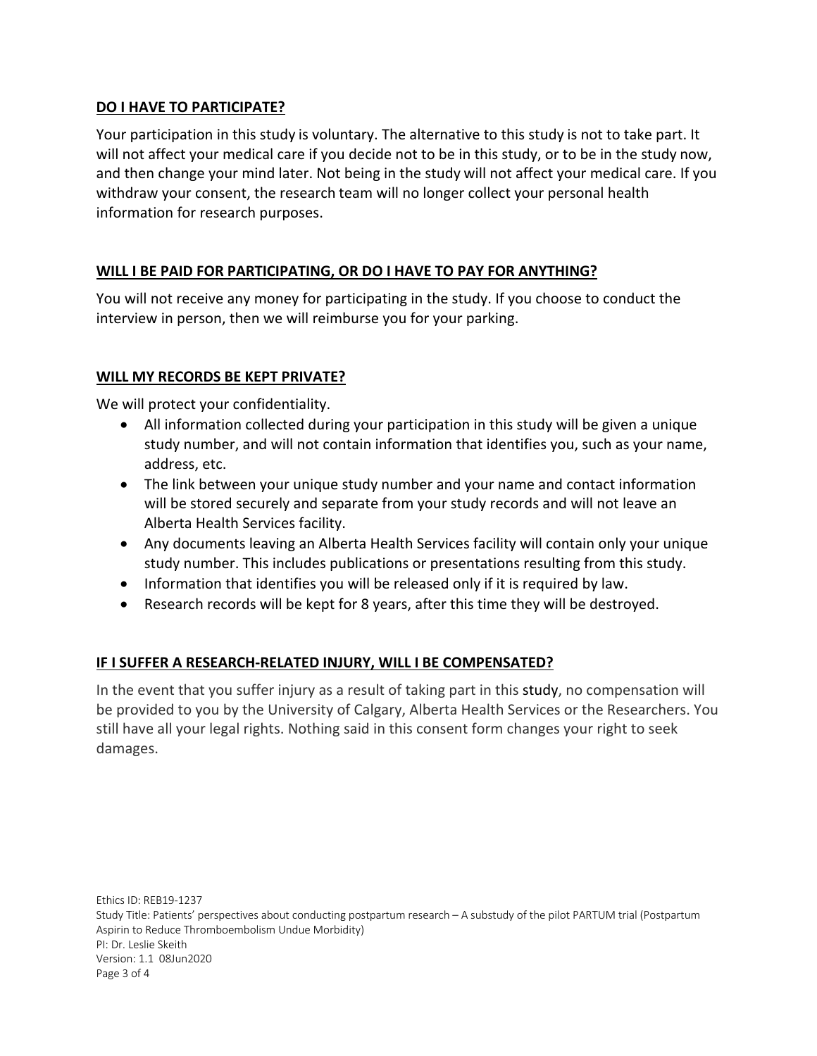## DO I HAVE TO PARTICIPATE?

Your participation in this study is voluntary. The alternative to this study is not to take part. It will not affect your medical care if you decide not to be in this study, or to be in the study now, and then change your mind later. Not being in the study will not affect your medical care. If you withdraw your consent, the research team will no longer collect your personal health information for research purposes.

## WILL I BE PAID FOR PARTICIPATING, OR DO I HAVE TO PAY FOR ANYTHING?

You will not receive any money for participating in the study. If you choose to conduct the interview in person, then we will reimburse you for your parking.

## WILL MY RECORDS BE KEPT PRIVATE?

We will protect your confidentiality.

- All information collected during your participation in this study will be given a unique study number, and will not contain information that identifies you, such as your name, address, etc.
- The link between your unique study number and your name and contact information will be stored securely and separate from your study records and will not leave an Alberta Health Services facility.
- Any documents leaving an Alberta Health Services facility will contain only your unique study number. This includes publications or presentations resulting from this study.
- Information that identifies you will be released only if it is required by law.
- Research records will be kept for 8 years, after this time they will be destroyed.

## IF I SUFFER A RESEARCH-RELATED INJURY, WILL I BE COMPENSATED?

In the event that you suffer injury as a result of taking part in this study, no compensation will be provided to you by the University of Calgary, Alberta Health Services or the Researchers. You still have all your legal rights. Nothing said in this consent form changes your right to seek damages.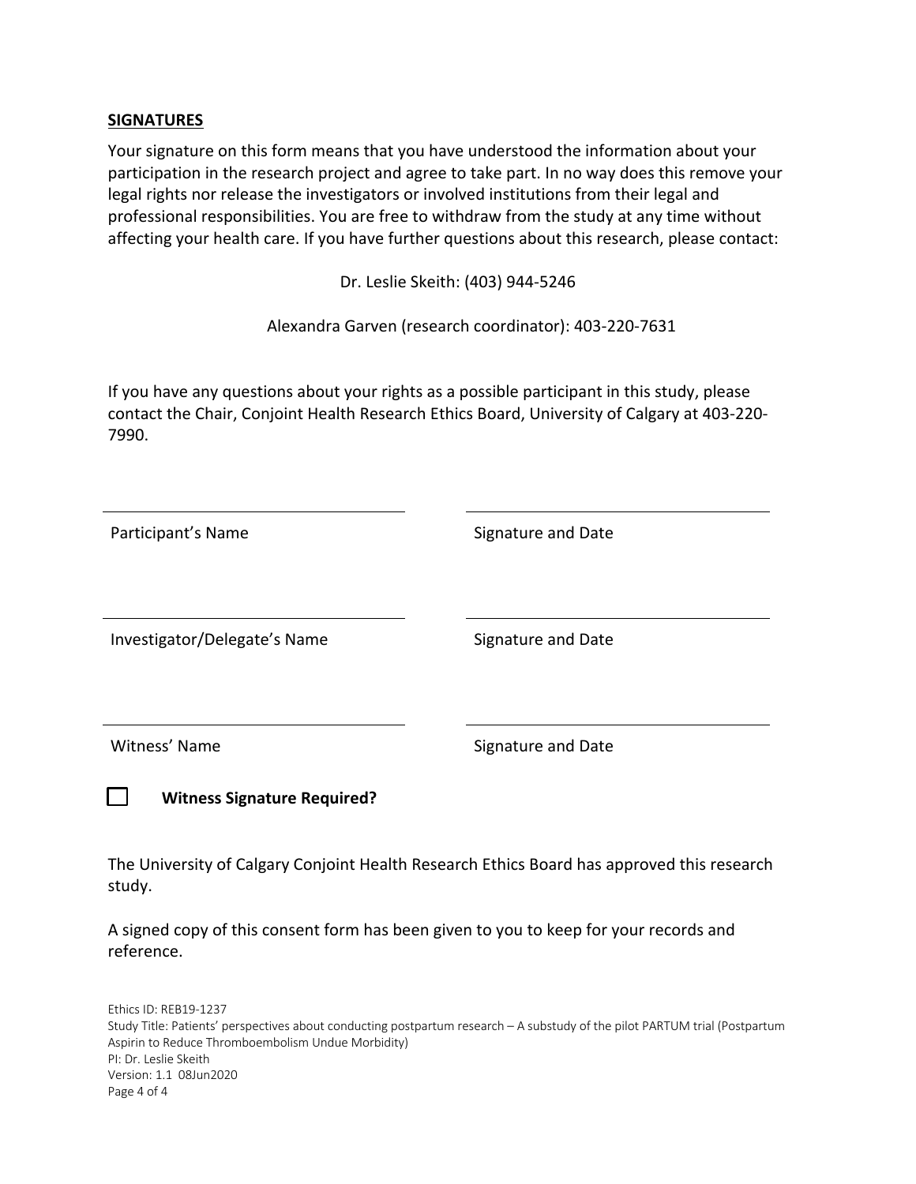**SIGNATURES**

Your signature on this form means that you have understood the information about your participation in the research project and agree to take part. In no way does this remove your legal rights nor release the investigators or involved institutions from their legal and professional responsibilities. You are free to withdraw from the study at any time without affecting your health care. If you have further questions about this research, please contact:

Dr. Leslie Skeith: (403) 944-5246

Alexandra Garven (research coordinator): 403-220-7631

If you have any questions about your rights as a possible participant in this study, please contact the Chair, Conjoint Health Research Ethics Board, University of Calgary at 403-220-7990.

| | |
|---|---|
| Participant's Name | Signature and Date |
| Investigator/Delegate's Name | Signature and Date |
| Witness' Name | Signature and Date |

☐ **Witness Signature Required?**

The University of Calgary Conjoint Health Research Ethics Board has approved this research study.

A signed copy of this consent form has been given to you to keep for your records and reference.

Ethics ID: REB19-1237
Study Title: Patients' perspectives about conducting postpartum research – A substudy of the pilot PARTUM trial (Postpartum Aspirin to Reduce Thromboembolism Undue Morbidity)
PI: Dr. Leslie Skeith
Version: 1.1 08Jun2020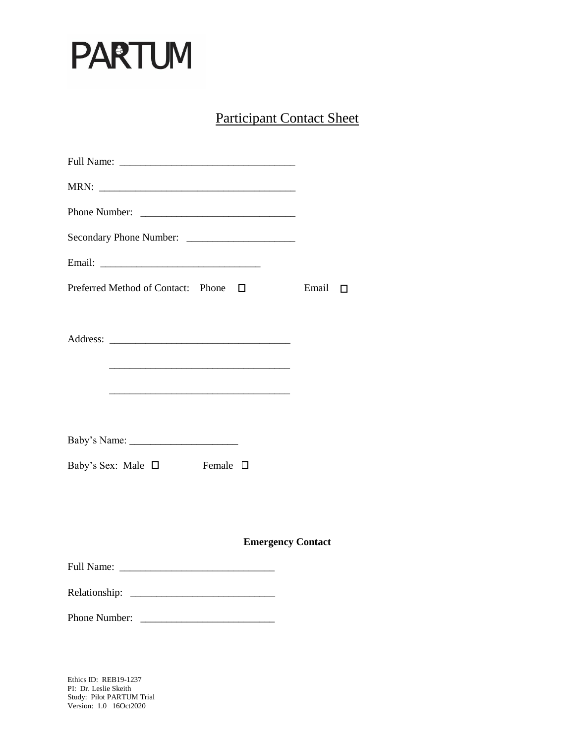PARTUM

## Participant Contact Sheet

Full Name: _________________________________

MRN: _____________________________________

Phone Number: _____________________________

Secondary Phone Number: ____________________

Email: ______________________________

Preferred Method of Contact: Phone ☐ Email ☐

Address: __________________________________

__________________________________

__________________________________

Baby's Name: ____________________

Baby's Sex: Male ☐ Female ☐

**Emergency Contact**

Full Name: _____________________________

Relationship: ___________________________

Phone Number: _________________________

Ethics ID: REB19-1237
PI: Dr. Leslie Skeith
Study: Pilot PARTUM Trial
Version: 1.0 16Oct2020